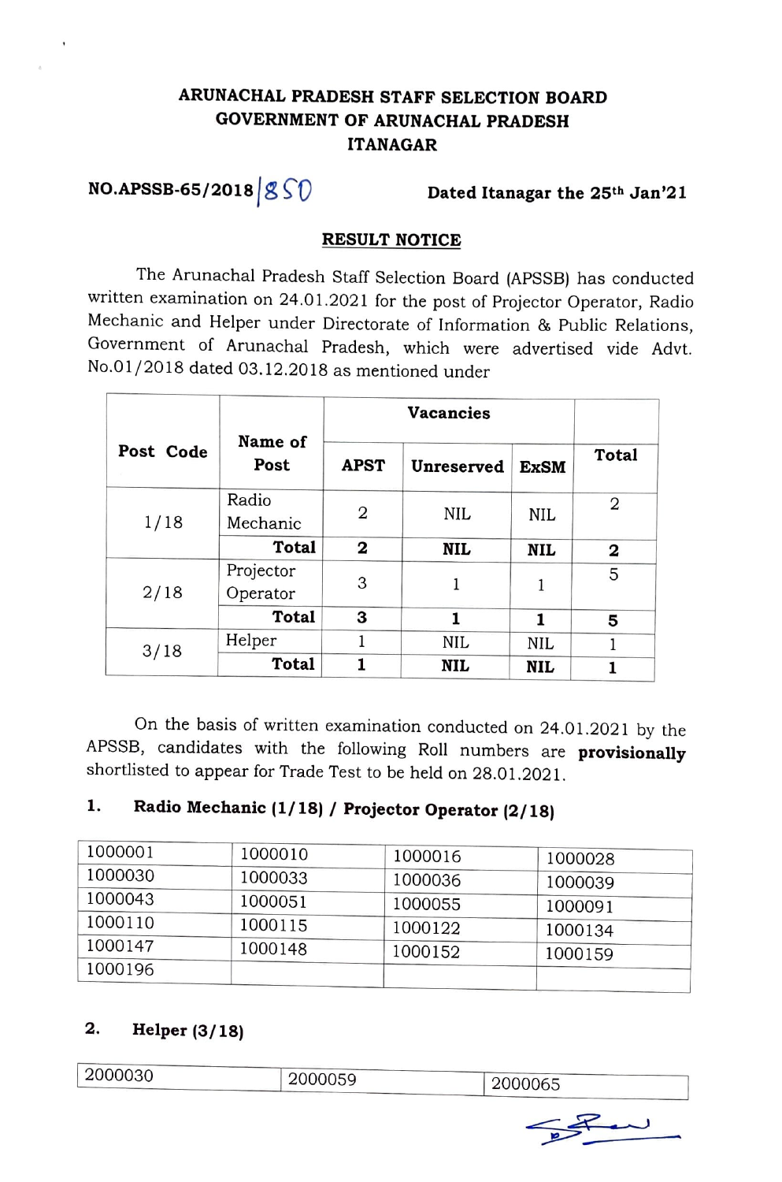**ARUNACHAL PRADESH STAFF SELECTION BOARD**
**GOVERNMENT OF ARUNACHAL PRADESH**
**ITANAGAR**

**NO.APSSB-65/2018**/850 **Dated Itanagar the 25th Jan'21**

## RESULT NOTICE

The Arunachal Pradesh Staff Selection Board (APSSB) has conducted written examination on 24.01.2021 for the post of Projector Operator, Radio Mechanic and Helper under Directorate of Information & Public Relations, Government of Arunachal Pradesh, which were advertised vide Advt. No.01/2018 dated 03.12.2018 as mentioned under

| Post Code | Name of Post | Vacancies | | | |
|---|---|---|---|---|---|
| | | APST | Unreserved | ExSM | Total |
| 1/18 | Radio Mechanic | 2 | NIL | NIL | 2 |
| | **Total** | **2** | **NIL** | **NIL** | **2** |
| 2/18 | Projector Operator | 3 | 1 | 1 | 5 |
| | **Total** | **3** | **1** | **1** | **5** |
| 3/18 | Helper | 1 | NIL | NIL | 1 |
| | **Total** | **1** | **NIL** | **NIL** | **1** |

On the basis of written examination conducted on 24.01.2021 by the APSSB, candidates with the following Roll numbers are **provisionally** shortlisted to appear for Trade Test to be held on 28.01.2021.

### 1. Radio Mechanic (1/18) / Projector Operator (2/18)

| | | | |
|---|---|---|---|
| 1000001 | 1000010 | 1000016 | 1000028 |
| 1000030 | 1000033 | 1000036 | 1000039 |
| 1000043 | 1000051 | 1000055 | 1000091 |
| 1000110 | 1000115 | 1000122 | 1000134 |
| 1000147 | 1000148 | 1000152 | 1000159 |
| 1000196 | | | |

### 2. Helper (3/18)

| | | |
|---|---|---|
| 2000030 | 2000059 | 2000065 |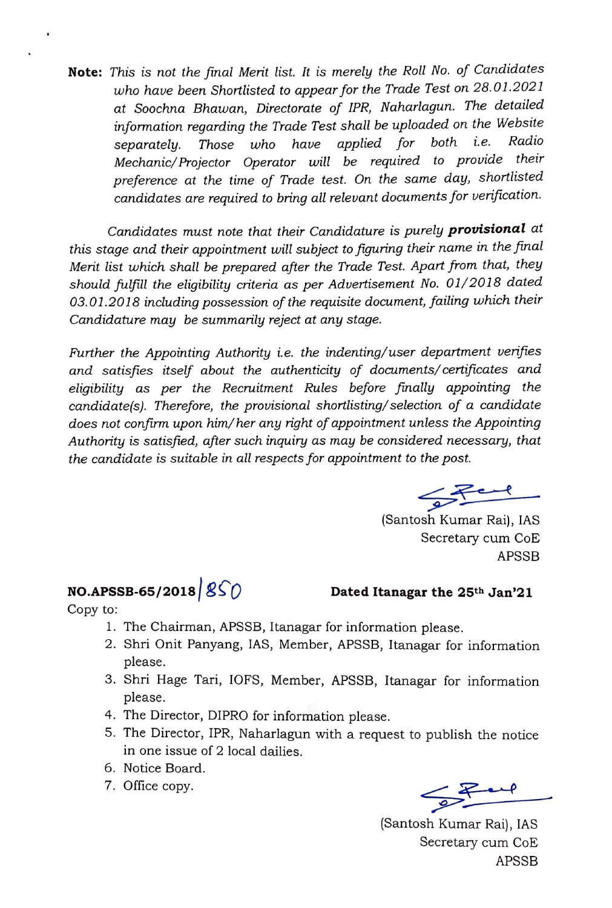**Note:** *This is not the final Merit list. It is merely the Roll No. of Candidates who have been Shortlisted to appear for the Trade Test on 28.01.2021 at Soochna Bhawan, Directorate of IPR, Naharlagun. The detailed information regarding the Trade Test shall be uploaded on the Website separately. Those who have applied for both i.e. Radio Mechanic/Projector Operator will be required to provide their preference at the time of Trade test. On the same day, shortlisted candidates are required to bring all relevant documents for verification.*

*Candidates must note that their Candidature is purely **provisional** at this stage and their appointment will subject to figuring their name in the final Merit list which shall be prepared after the Trade Test. Apart from that, they should fulfill the eligibility criteria as per Advertisement No. 01/2018 dated 03.01.2018 including possession of the requisite document, failing which their Candidature may be summarily reject at any stage.*

*Further the Appointing Authority i.e. the indenting/user department verifies and satisfies itself about the authenticity of documents/certificates and eligibility as per the Recruitment Rules before finally appointing the candidate(s). Therefore, the provisional shortlisting/selection of a candidate does not confirm upon him/her any right of appointment unless the Appointing Authority is satisfied, after such inquiry as may be considered necessary, that the candidate is suitable in all respects for appointment to the post.*

(Santosh Kumar Rai), IAS
Secretary cum CoE
APSSB

**NO.APSSB-65/2018/850** **Dated Itanagar the 25th Jan'21**

Copy to:

1. The Chairman, APSSB, Itanagar for information please.
2. Shri Onit Panyang, IAS, Member, APSSB, Itanagar for information please.
3. Shri Hage Tari, IOFS, Member, APSSB, Itanagar for information please.
4. The Director, DIPRO for information please.
5. The Director, IPR, Naharlagun with a request to publish the notice in one issue of 2 local dailies.
6. Notice Board.
7. Office copy.

(Santosh Kumar Rai), IAS
Secretary cum CoE
APSSB